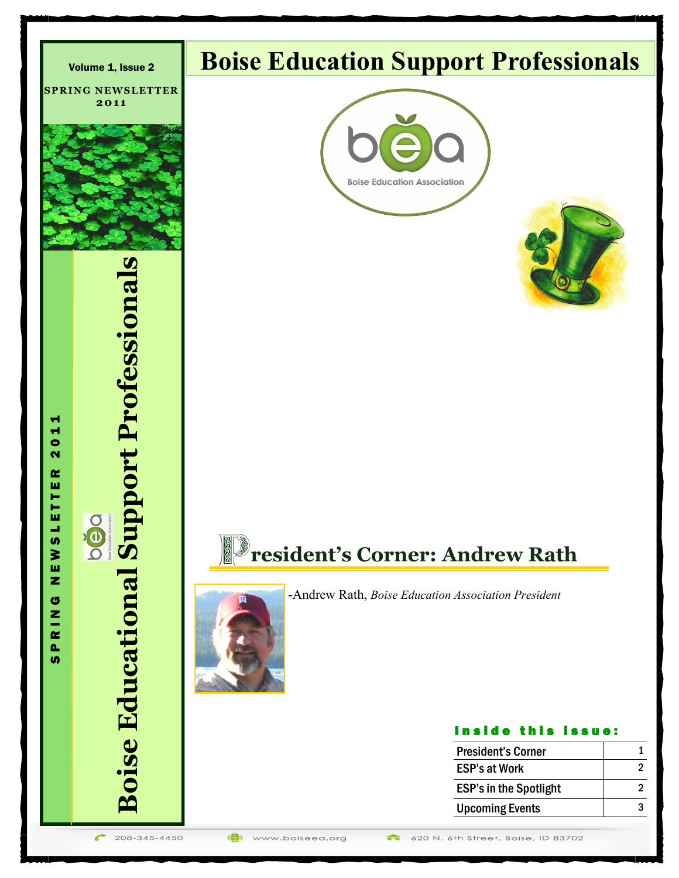Volume 1, Issue 2

SPRING NEWSLETTER 2011

# Boise Education Support Professionals

Boise Education Association

## Boise Educational Support Professionals

SPRING NEWSLETTER 2011

## President's Corner: Andrew Rath

-Andrew Rath, *Boise Education Association President*

### Inside this issue:

| | |
|---|---|
| President's Corner | 1 |
| ESP's at Work | 2 |
| ESP's in the Spotlight | 2 |
| Upcoming Events | 3 |

208-345-4450 | www.boiseea.org | 620 N. 6th Street, Boise, ID 83702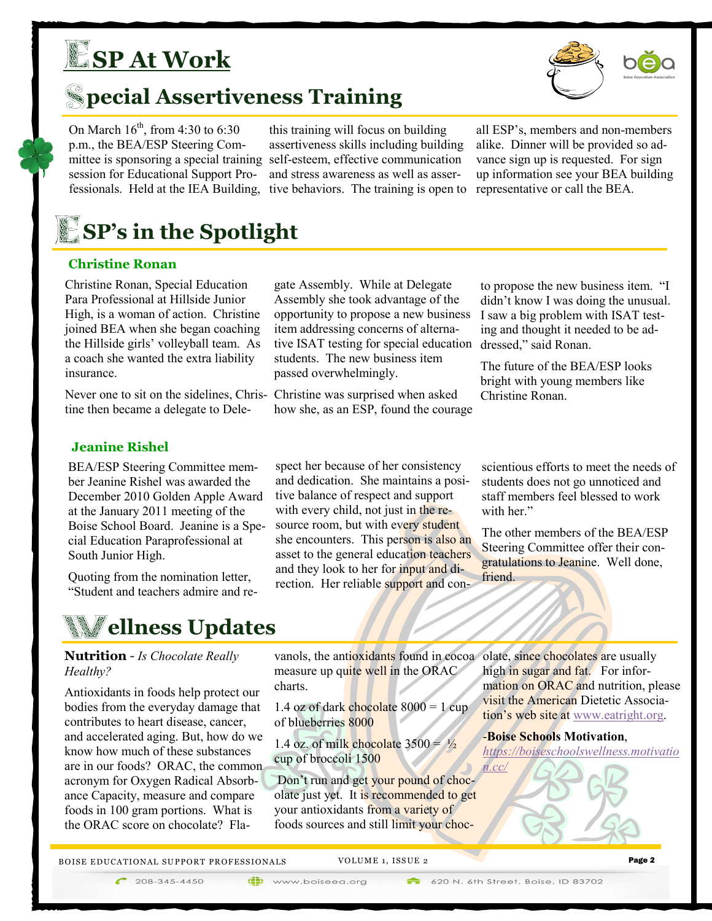# ESP At Work

## Special Assertiveness Training

On March 16th, from 4:30 to 6:30 p.m., the BEA/ESP Steering Committee is sponsoring a special training session for Educational Support Professionals. Held at the IEA Building, this training will focus on building assertiveness skills including building self-esteem, effective communication and stress awareness as well as assertive behaviors. The training is open to all ESP's, members and non-members alike. Dinner will be provided so advance sign up is requested. For sign up information see your BEA building representative or call the BEA.

# ESP's in the Spotlight

### Christine Ronan

Christine Ronan, Special Education Para Professional at Hillside Junior High, is a woman of action. Christine joined BEA when she began coaching the Hillside girls' volleyball team. As a coach she wanted the extra liability insurance.

Never one to sit on the sidelines, Christine then became a delegate to Delegate Assembly. While at Delegate Assembly she took advantage of the opportunity to propose a new business item addressing concerns of alternative ISAT testing for special education students. The new business item passed overwhelmingly.

Christine was surprised when asked how she, as an ESP, found the courage to propose the new business item. "I didn't know I was doing the unusual. I saw a big problem with ISAT testing and thought it needed to be addressed," said Ronan.

The future of the BEA/ESP looks bright with young members like Christine Ronan.

### Jeanine Rishel

BEA/ESP Steering Committee member Jeanine Rishel was awarded the December 2010 Golden Apple Award at the January 2011 meeting of the Boise School Board. Jeanine is a Special Education Paraprofessional at South Junior High.

Quoting from the nomination letter, "Student and teachers admire and respect her because of her consistency and dedication. She maintains a positive balance of respect and support with every child, not just in the resource room, but with every student she encounters. This person is also an asset to the general education teachers and they look to her for input and direction. Her reliable support and conscientious efforts to meet the needs of students does not go unnoticed and staff members feel blessed to work with her."

The other members of the BEA/ESP Steering Committee offer their congratulations to Jeanine. Well done, friend.

# Wellness Updates

**Nutrition** - *Is Chocolate Really Healthy?*

Antioxidants in foods help protect our bodies from the everyday damage that contributes to heart disease, cancer, and accelerated aging. But, how do we know how much of these substances are in our foods? ORAC, the common acronym for Oxygen Radical Absorbance Capacity, measure and compare foods in 100 gram portions. What is the ORAC score on chocolate? Flavanols, the antioxidants found in cocoa measure up quite well in the ORAC charts.

1.4 oz of dark chocolate 8000 = 1 cup of blueberries 8000

1.4 oz. of milk chocolate 3500 = ½ cup of broccoli 1500

Don't run and get your pound of chocolate just yet. It is recommended to get your antioxidants from a variety of foods sources and still limit your chocolate, since chocolates are usually high in sugar and fat. For information on ORAC and nutrition, please visit the American Dietetic Association's web site at www.eatright.org.

-**Boise Schools Motivation**, *https://boiseschoolswellness.motivation.cc/*

208-345-4450 www.boiseea.org 620 N. 6th Street, Boise, ID 83702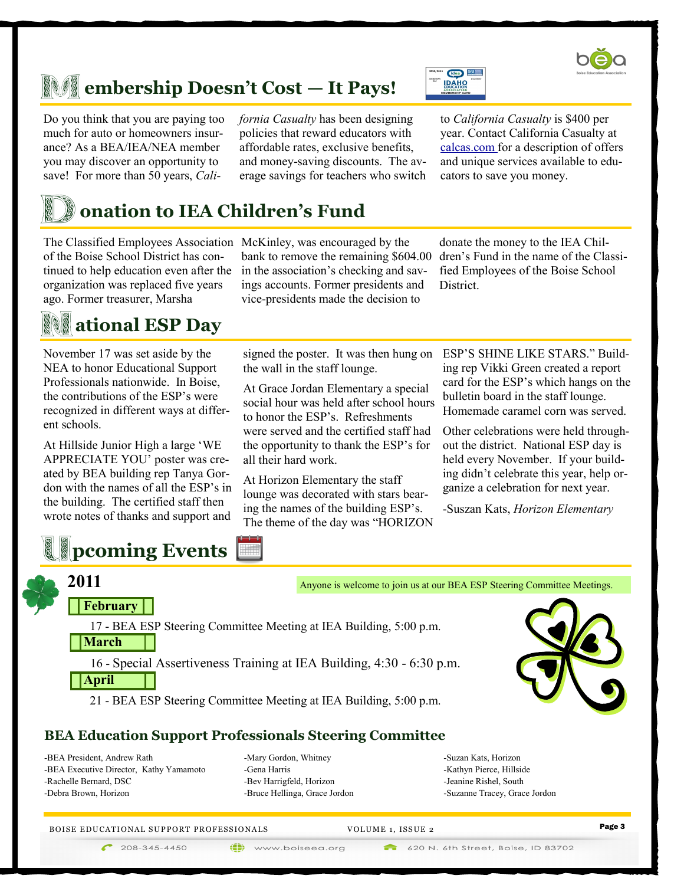## Membership Doesn't Cost — It Pays!

Do you think that you are paying too much for auto or homeowners insurance? As a BEA/IEA/NEA member you may discover an opportunity to save! For more than 50 years, *California Casualty* has been designing policies that reward educators with affordable rates, exclusive benefits, and money-saving discounts. The average savings for teachers who switch to *California Casualty* is $400 per year. Contact California Casualty at calcas.com for a description of offers and unique services available to educators to save you money.

## Donation to IEA Children's Fund

The Classified Employees Association of the Boise School District has continued to help education even after the organization was replaced five years ago. Former treasurer, Marsha McKinley, was encouraged by the bank to remove the remaining $604.00 in the association's checking and savings accounts. Former presidents and vice-presidents made the decision to donate the money to the IEA Children's Fund in the name of the Classified Employees of the Boise School District.

## National ESP Day

November 17 was set aside by the NEA to honor Educational Support Professionals nationwide. In Boise, the contributions of the ESP's were recognized in different ways at different schools.

At Hillside Junior High a large 'WE APPRECIATE YOU' poster was created by BEA building rep Tanya Gordon with the names of all the ESP's in the building. The certified staff then wrote notes of thanks and support and signed the poster. It was then hung on the wall in the staff lounge.

At Grace Jordan Elementary a special social hour was held after school hours to honor the ESP's. Refreshments were served and the certified staff had the opportunity to thank the ESP's for all their hard work.

At Horizon Elementary the staff lounge was decorated with stars bearing the names of the building ESP's. The theme of the day was "HORIZON ESP'S SHINE LIKE STARS." Building rep Vikki Green created a report card for the ESP's which hangs on the bulletin board in the staff lounge. Homemade caramel corn was served.

Other celebrations were held throughout the district. National ESP day is held every November. If your building didn't celebrate this year, help organize a celebration for next year.

-Suszan Kats, *Horizon Elementary*

## Upcoming Events

### 2011

Anyone is welcome to join us at our BEA ESP Steering Committee Meetings.

**February**

17 - BEA ESP Steering Committee Meeting at IEA Building, 5:00 p.m.

**March**

16 - Special Assertiveness Training at IEA Building, 4:30 - 6:30 p.m.

**April**

21 - BEA ESP Steering Committee Meeting at IEA Building, 5:00 p.m.

### BEA Education Support Professionals Steering Committee

- -BEA President, Andrew Rath
- -BEA Executive Director, Kathy Yamamoto
- -Rachelle Bernard, DSC
- -Debra Brown, Horizon
- -Mary Gordon, Whitney
- -Gena Harris
- -Bev Harrigfeld, Horizon
- -Bruce Hellinga, Grace Jordon
- -Suzan Kats, Horizon
- -Kathyn Pierce, Hillside
- -Jeanine Rishel, South
- -Suzanne Tracey, Grace Jordon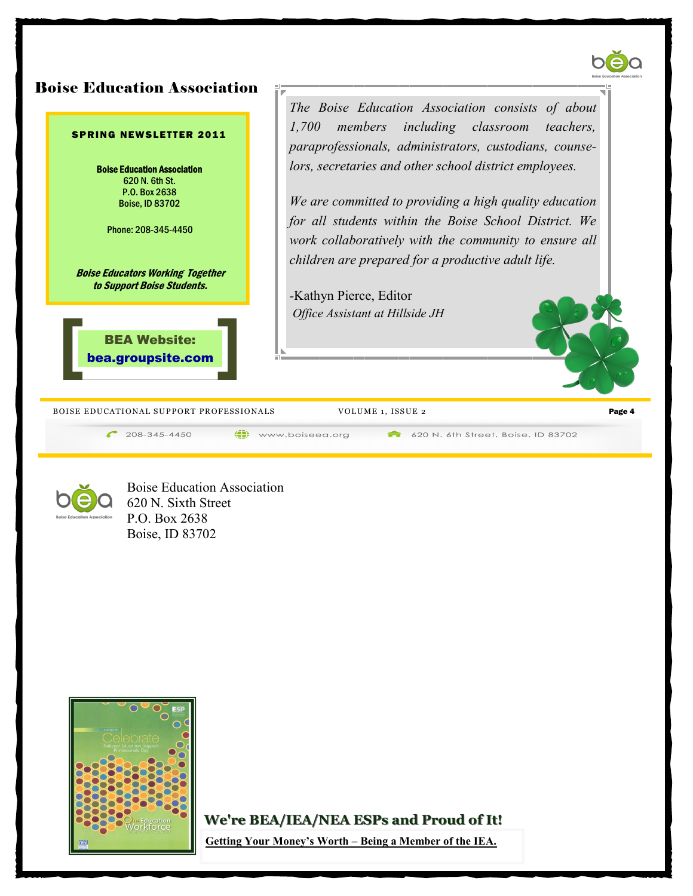## Boise Education Association

**SPRING NEWSLETTER 2011**

**Boise Education Association**
620 N. 6th St.
P.O. Box 2638
Boise, ID 83702

Phone: 208-345-4450

***Boise Educators Working Together to Support Boise Students.***

**BEA Website: bea.groupsite.com**

*The Boise Education Association consists of about 1,700 members including classroom teachers, paraprofessionals, administrators, custodians, counselors, secretaries and other school district employees.*

*We are committed to providing a high quality education for all students within the Boise School District. We work collaboratively with the community to ensure all children are prepared for a productive adult life.*

-Kathyn Pierce, Editor
*Office Assistant at Hillside JH*

Boise Education Association
620 N. Sixth Street
P.O. Box 2638
Boise, ID 83702

**We're BEA/IEA/NEA ESPs and Proud of It!**

**Getting Your Money's Worth – Being a Member of the IEA.**